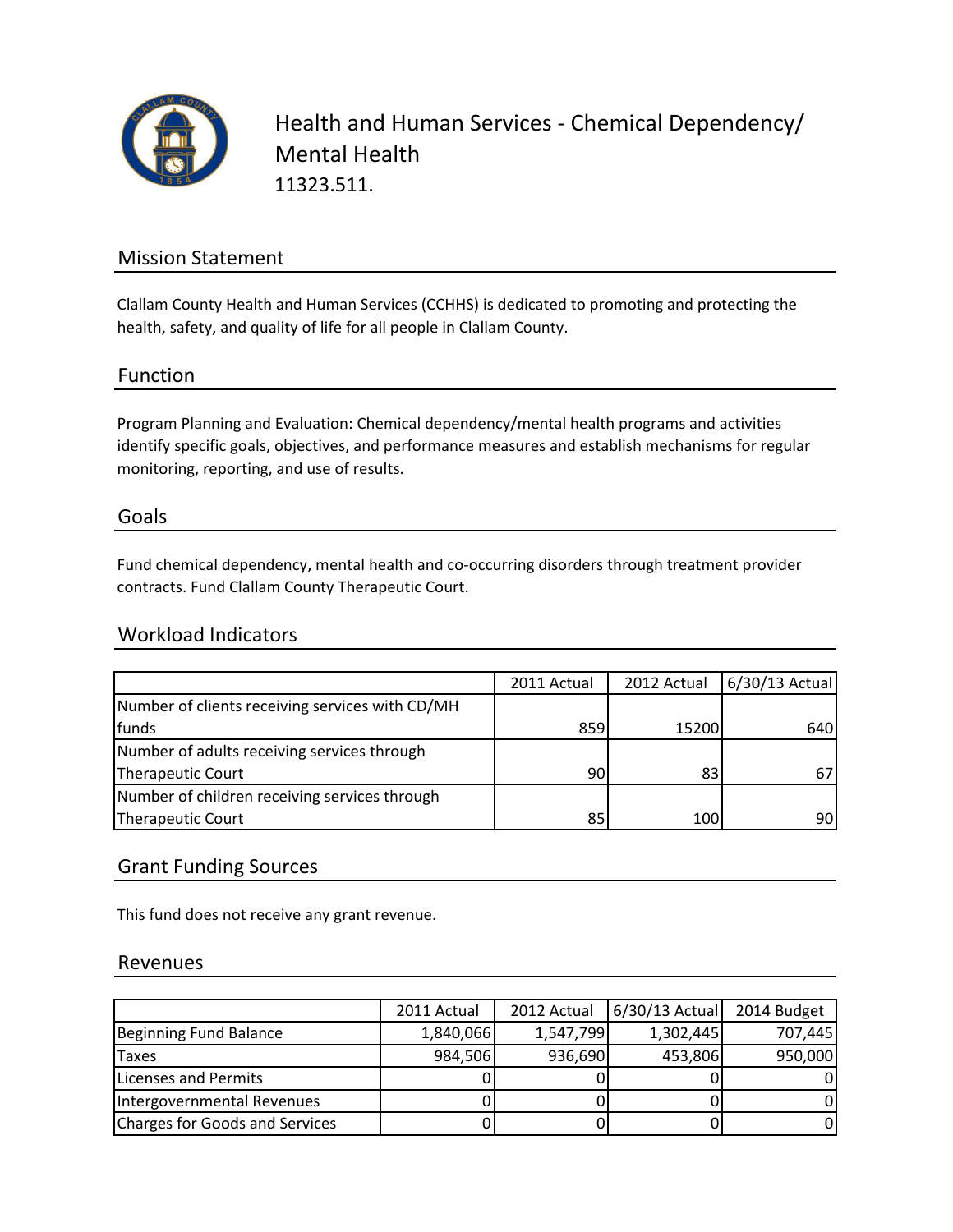# Health and Human Services - Chemical Dependency/ Mental Health

11323.511.

## Mission Statement

Clallam County Health and Human Services (CCHHS) is dedicated to promoting and protecting the health, safety, and quality of life for all people in Clallam County.

## Function

Program Planning and Evaluation: Chemical dependency/mental health programs and activities identify specific goals, objectives, and performance measures and establish mechanisms for regular monitoring, reporting, and use of results.

## Goals

Fund chemical dependency, mental health and co-occurring disorders through treatment provider contracts. Fund Clallam County Therapeutic Court.

## Workload Indicators

| | 2011 Actual | 2012 Actual | 6/30/13 Actual |
|---|---|---|---|
| Number of clients receiving services with CD/MH funds | 859 | 15200 | 640 |
| Number of adults receiving services through Therapeutic Court | 90 | 83 | 67 |
| Number of children receiving services through Therapeutic Court | 85 | 100 | 90 |

## Grant Funding Sources

This fund does not receive any grant revenue.

## Revenues

| | 2011 Actual | 2012 Actual | 6/30/13 Actual | 2014 Budget |
|---|---|---|---|---|
| Beginning Fund Balance | 1,840,066 | 1,547,799 | 1,302,445 | 707,445 |
| Taxes | 984,506 | 936,690 | 453,806 | 950,000 |
| Licenses and Permits | 0 | 0 | 0 | 0 |
| Intergovernmental Revenues | 0 | 0 | 0 | 0 |
| Charges for Goods and Services | 0 | 0 | 0 | 0 |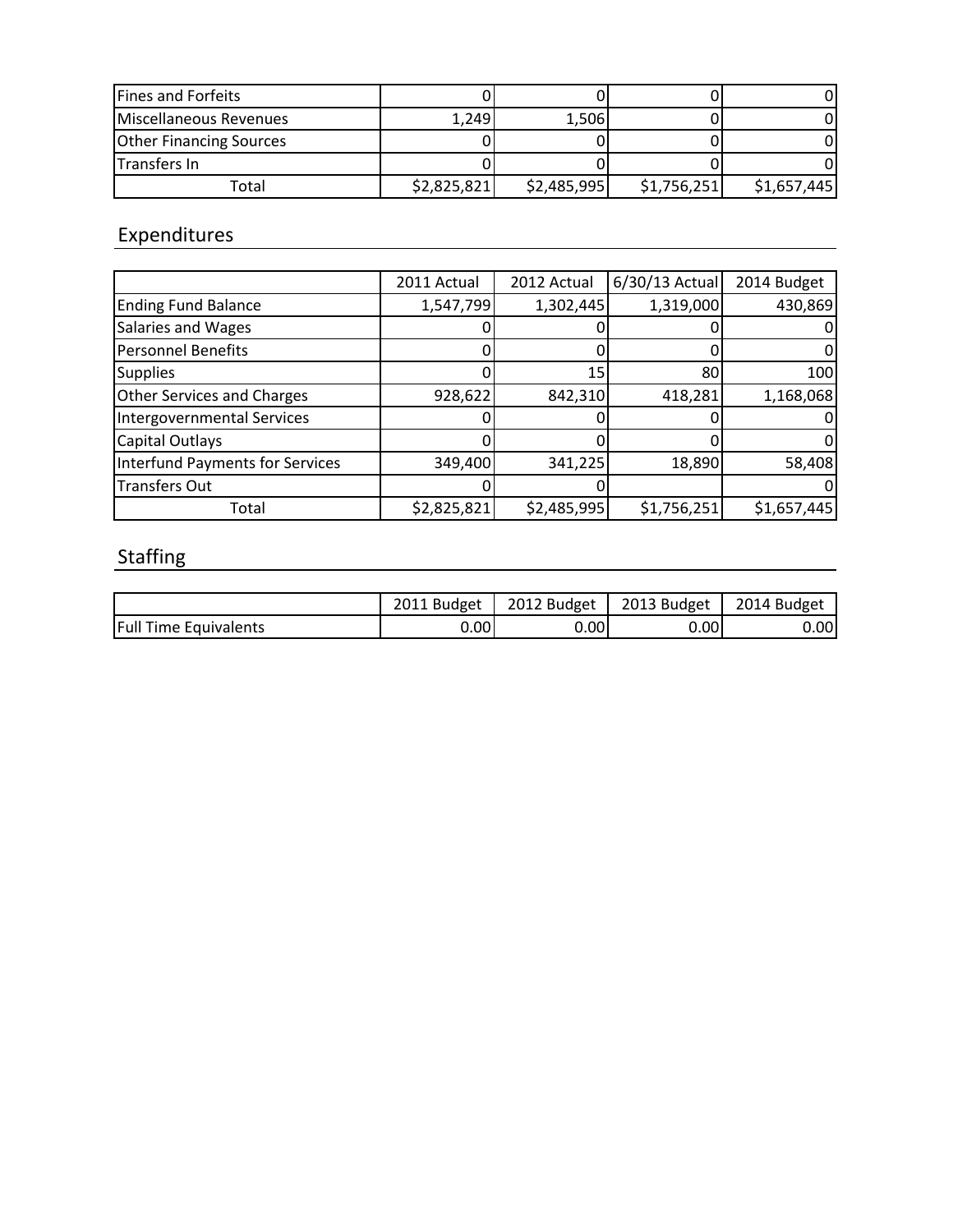| | | | | |
|---|---|---|---|---|
| Fines and Forfeits | 0 | 0 | 0 | 0 |
| Miscellaneous Revenues | 1,249 | 1,506 | 0 | 0 |
| Other Financing Sources | 0 | 0 | 0 | 0 |
| Transfers In | 0 | 0 | 0 | 0 |
| Total | $2,825,821 | $2,485,995 | $1,756,251 | $1,657,445 |

## Expenditures

| | 2011 Actual | 2012 Actual | 6/30/13 Actual | 2014 Budget |
|---|---|---|---|---|
| Ending Fund Balance | 1,547,799 | 1,302,445 | 1,319,000 | 430,869 |
| Salaries and Wages | 0 | 0 | 0 | 0 |
| Personnel Benefits | 0 | 0 | 0 | 0 |
| Supplies | 0 | 15 | 80 | 100 |
| Other Services and Charges | 928,622 | 842,310 | 418,281 | 1,168,068 |
| Intergovernmental Services | 0 | 0 | 0 | 0 |
| Capital Outlays | 0 | 0 | 0 | 0 |
| Interfund Payments for Services | 349,400 | 341,225 | 18,890 | 58,408 |
| Transfers Out | 0 | 0 | | 0 |
| Total | $2,825,821 | $2,485,995 | $1,756,251 | $1,657,445 |

## Staffing

| | 2011 Budget | 2012 Budget | 2013 Budget | 2014 Budget |
|---|---|---|---|---|
| Full Time Equivalents | 0.00 | 0.00 | 0.00 | 0.00 |